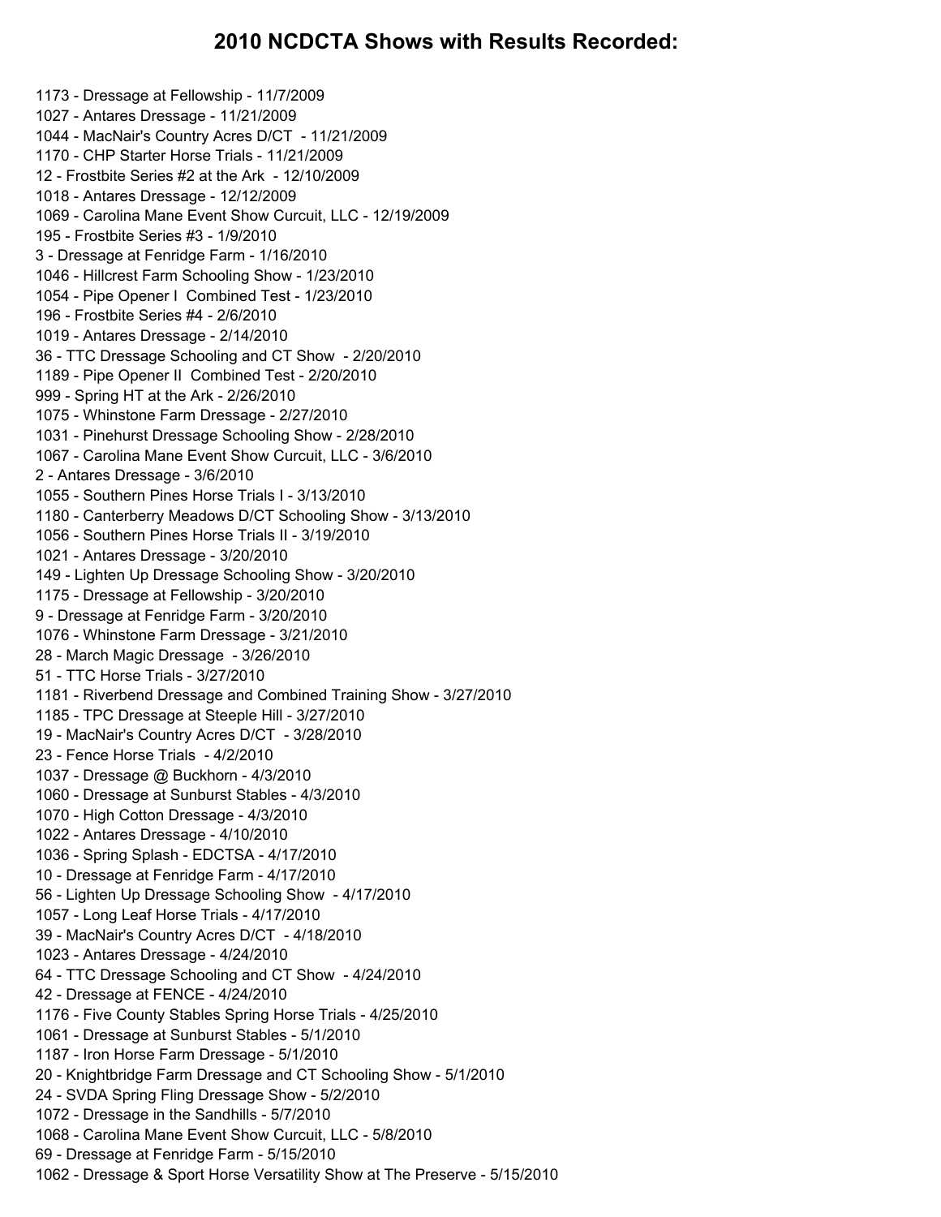# 2010 NCDCTA Shows with Results Recorded:

1173 - Dressage at Fellowship - 11/7/2009
1027 - Antares Dressage - 11/21/2009
1044 - MacNair's Country Acres D/CT - 11/21/2009
1170 - CHP Starter Horse Trials - 11/21/2009
12 - Frostbite Series #2 at the Ark - 12/10/2009
1018 - Antares Dressage - 12/12/2009
1069 - Carolina Mane Event Show Curcuit, LLC - 12/19/2009
195 - Frostbite Series #3 - 1/9/2010
3 - Dressage at Fenridge Farm - 1/16/2010
1046 - Hillcrest Farm Schooling Show - 1/23/2010
1054 - Pipe Opener I Combined Test - 1/23/2010
196 - Frostbite Series #4 - 2/6/2010
1019 - Antares Dressage - 2/14/2010
36 - TTC Dressage Schooling and CT Show - 2/20/2010
1189 - Pipe Opener II Combined Test - 2/20/2010
999 - Spring HT at the Ark - 2/26/2010
1075 - Whinstone Farm Dressage - 2/27/2010
1031 - Pinehurst Dressage Schooling Show - 2/28/2010
1067 - Carolina Mane Event Show Curcuit, LLC - 3/6/2010
2 - Antares Dressage - 3/6/2010
1055 - Southern Pines Horse Trials I - 3/13/2010
1180 - Canterberry Meadows D/CT Schooling Show - 3/13/2010
1056 - Southern Pines Horse Trials II - 3/19/2010
1021 - Antares Dressage - 3/20/2010
149 - Lighten Up Dressage Schooling Show - 3/20/2010
1175 - Dressage at Fellowship - 3/20/2010
9 - Dressage at Fenridge Farm - 3/20/2010
1076 - Whinstone Farm Dressage - 3/21/2010
28 - March Magic Dressage - 3/26/2010
51 - TTC Horse Trials - 3/27/2010
1181 - Riverbend Dressage and Combined Training Show - 3/27/2010
1185 - TPC Dressage at Steeple Hill - 3/27/2010
19 - MacNair's Country Acres D/CT - 3/28/2010
23 - Fence Horse Trials - 4/2/2010
1037 - Dressage @ Buckhorn - 4/3/2010
1060 - Dressage at Sunburst Stables - 4/3/2010
1070 - High Cotton Dressage - 4/3/2010
1022 - Antares Dressage - 4/10/2010
1036 - Spring Splash - EDCTSA - 4/17/2010
10 - Dressage at Fenridge Farm - 4/17/2010
56 - Lighten Up Dressage Schooling Show - 4/17/2010
1057 - Long Leaf Horse Trials - 4/17/2010
39 - MacNair's Country Acres D/CT - 4/18/2010
1023 - Antares Dressage - 4/24/2010
64 - TTC Dressage Schooling and CT Show - 4/24/2010
42 - Dressage at FENCE - 4/24/2010
1176 - Five County Stables Spring Horse Trials - 4/25/2010
1061 - Dressage at Sunburst Stables - 5/1/2010
1187 - Iron Horse Farm Dressage - 5/1/2010
20 - Knightbridge Farm Dressage and CT Schooling Show - 5/1/2010
24 - SVDA Spring Fling Dressage Show - 5/2/2010
1072 - Dressage in the Sandhills - 5/7/2010
1068 - Carolina Mane Event Show Curcuit, LLC - 5/8/2010
69 - Dressage at Fenridge Farm - 5/15/2010
1062 - Dressage & Sport Horse Versatility Show at The Preserve - 5/15/2010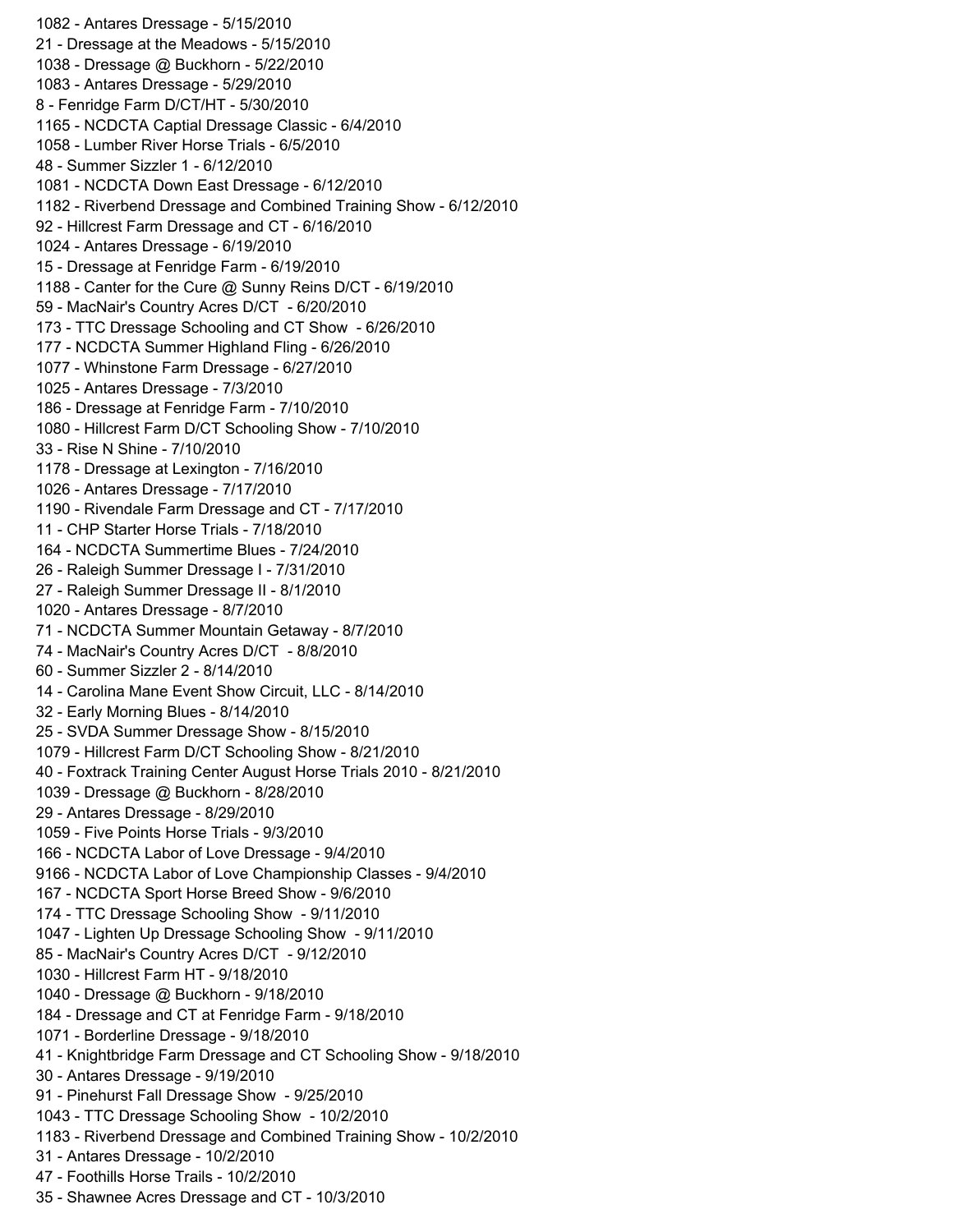1082 - Antares Dressage - 5/15/2010
21 - Dressage at the Meadows - 5/15/2010
1038 - Dressage @ Buckhorn - 5/22/2010
1083 - Antares Dressage - 5/29/2010
8 - Fenridge Farm D/CT/HT - 5/30/2010
1165 - NCDCTA Captial Dressage Classic - 6/4/2010
1058 - Lumber River Horse Trials - 6/5/2010
48 - Summer Sizzler 1 - 6/12/2010
1081 - NCDCTA Down East Dressage - 6/12/2010
1182 - Riverbend Dressage and Combined Training Show - 6/12/2010
92 - Hillcrest Farm Dressage and CT - 6/16/2010
1024 - Antares Dressage - 6/19/2010
15 - Dressage at Fenridge Farm - 6/19/2010
1188 - Canter for the Cure @ Sunny Reins D/CT - 6/19/2010
59 - MacNair's Country Acres D/CT - 6/20/2010
173 - TTC Dressage Schooling and CT Show - 6/26/2010
177 - NCDCTA Summer Highland Fling - 6/26/2010
1077 - Whinstone Farm Dressage - 6/27/2010
1025 - Antares Dressage - 7/3/2010
186 - Dressage at Fenridge Farm - 7/10/2010
1080 - Hillcrest Farm D/CT Schooling Show - 7/10/2010
33 - Rise N Shine - 7/10/2010
1178 - Dressage at Lexington - 7/16/2010
1026 - Antares Dressage - 7/17/2010
1190 - Rivendale Farm Dressage and CT - 7/17/2010
11 - CHP Starter Horse Trials - 7/18/2010
164 - NCDCTA Summertime Blues - 7/24/2010
26 - Raleigh Summer Dressage I - 7/31/2010
27 - Raleigh Summer Dressage II - 8/1/2010
1020 - Antares Dressage - 8/7/2010
71 - NCDCTA Summer Mountain Getaway - 8/7/2010
74 - MacNair's Country Acres D/CT - 8/8/2010
60 - Summer Sizzler 2 - 8/14/2010
14 - Carolina Mane Event Show Circuit, LLC - 8/14/2010
32 - Early Morning Blues - 8/14/2010
25 - SVDA Summer Dressage Show - 8/15/2010
1079 - Hillcrest Farm D/CT Schooling Show - 8/21/2010
40 - Foxtrack Training Center August Horse Trials 2010 - 8/21/2010
1039 - Dressage @ Buckhorn - 8/28/2010
29 - Antares Dressage - 8/29/2010
1059 - Five Points Horse Trials - 9/3/2010
166 - NCDCTA Labor of Love Dressage - 9/4/2010
9166 - NCDCTA Labor of Love Championship Classes - 9/4/2010
167 - NCDCTA Sport Horse Breed Show - 9/6/2010
174 - TTC Dressage Schooling Show - 9/11/2010
1047 - Lighten Up Dressage Schooling Show - 9/11/2010
85 - MacNair's Country Acres D/CT - 9/12/2010
1030 - Hillcrest Farm HT - 9/18/2010
1040 - Dressage @ Buckhorn - 9/18/2010
184 - Dressage and CT at Fenridge Farm - 9/18/2010
1071 - Borderline Dressage - 9/18/2010
41 - Knightbridge Farm Dressage and CT Schooling Show - 9/18/2010
30 - Antares Dressage - 9/19/2010
91 - Pinehurst Fall Dressage Show - 9/25/2010
1043 - TTC Dressage Schooling Show - 10/2/2010
1183 - Riverbend Dressage and Combined Training Show - 10/2/2010
31 - Antares Dressage - 10/2/2010
47 - Foothills Horse Trails - 10/2/2010
35 - Shawnee Acres Dressage and CT - 10/3/2010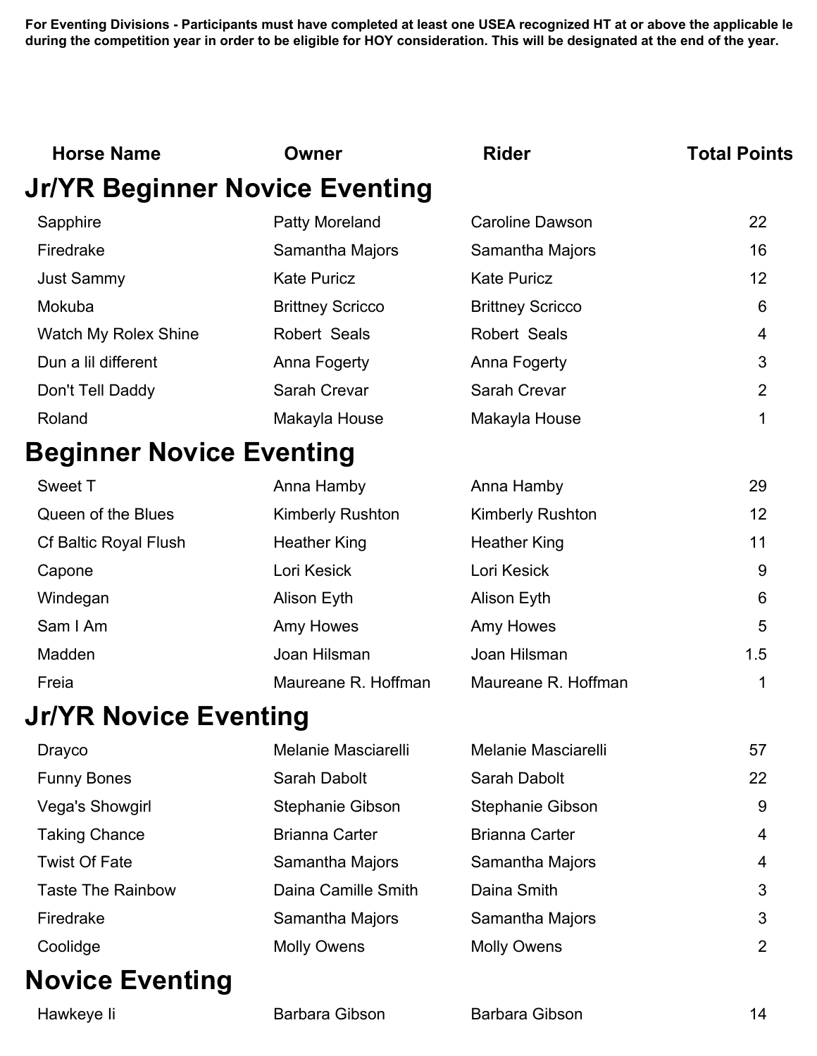**For Eventing Divisions - Participants must have completed at least one USEA recognized HT at or above the applicable le during the competition year in order to be eligible for HOY consideration. This will be designated at the end of the year.**

| Horse Name | Owner | Rider | Total Points |
|---|---|---|---|
| **Jr/YR Beginner Novice Eventing** | | | |
| Sapphire | Patty Moreland | Caroline Dawson | 22 |
| Firedrake | Samantha Majors | Samantha Majors | 16 |
| Just Sammy | Kate Puricz | Kate Puricz | 12 |
| Mokuba | Brittney Scricco | Brittney Scricco | 6 |
| Watch My Rolex Shine | Robert Seals | Robert Seals | 4 |
| Dun a lil different | Anna Fogerty | Anna Fogerty | 3 |
| Don't Tell Daddy | Sarah Crevar | Sarah Crevar | 2 |
| Roland | Makayla House | Makayla House | 1 |
| **Beginner Novice Eventing** | | | |
| Sweet T | Anna Hamby | Anna Hamby | 29 |
| Queen of the Blues | Kimberly Rushton | Kimberly Rushton | 12 |
| Cf Baltic Royal Flush | Heather King | Heather King | 11 |
| Capone | Lori Kesick | Lori Kesick | 9 |
| Windegan | Alison Eyth | Alison Eyth | 6 |
| Sam I Am | Amy Howes | Amy Howes | 5 |
| Madden | Joan Hilsman | Joan Hilsman | 1.5 |
| Freia | Maureane R. Hoffman | Maureane R. Hoffman | 1 |
| **Jr/YR Novice Eventing** | | | |
| Drayco | Melanie Masciarelli | Melanie Masciarelli | 57 |
| Funny Bones | Sarah Dabolt | Sarah Dabolt | 22 |
| Vega's Showgirl | Stephanie Gibson | Stephanie Gibson | 9 |
| Taking Chance | Brianna Carter | Brianna Carter | 4 |
| Twist Of Fate | Samantha Majors | Samantha Majors | 4 |
| Taste The Rainbow | Daina Camille Smith | Daina Smith | 3 |
| Firedrake | Samantha Majors | Samantha Majors | 3 |
| Coolidge | Molly Owens | Molly Owens | 2 |
| **Novice Eventing** | | | |
| Hawkeye Ii | Barbara Gibson | Barbara Gibson | 14 |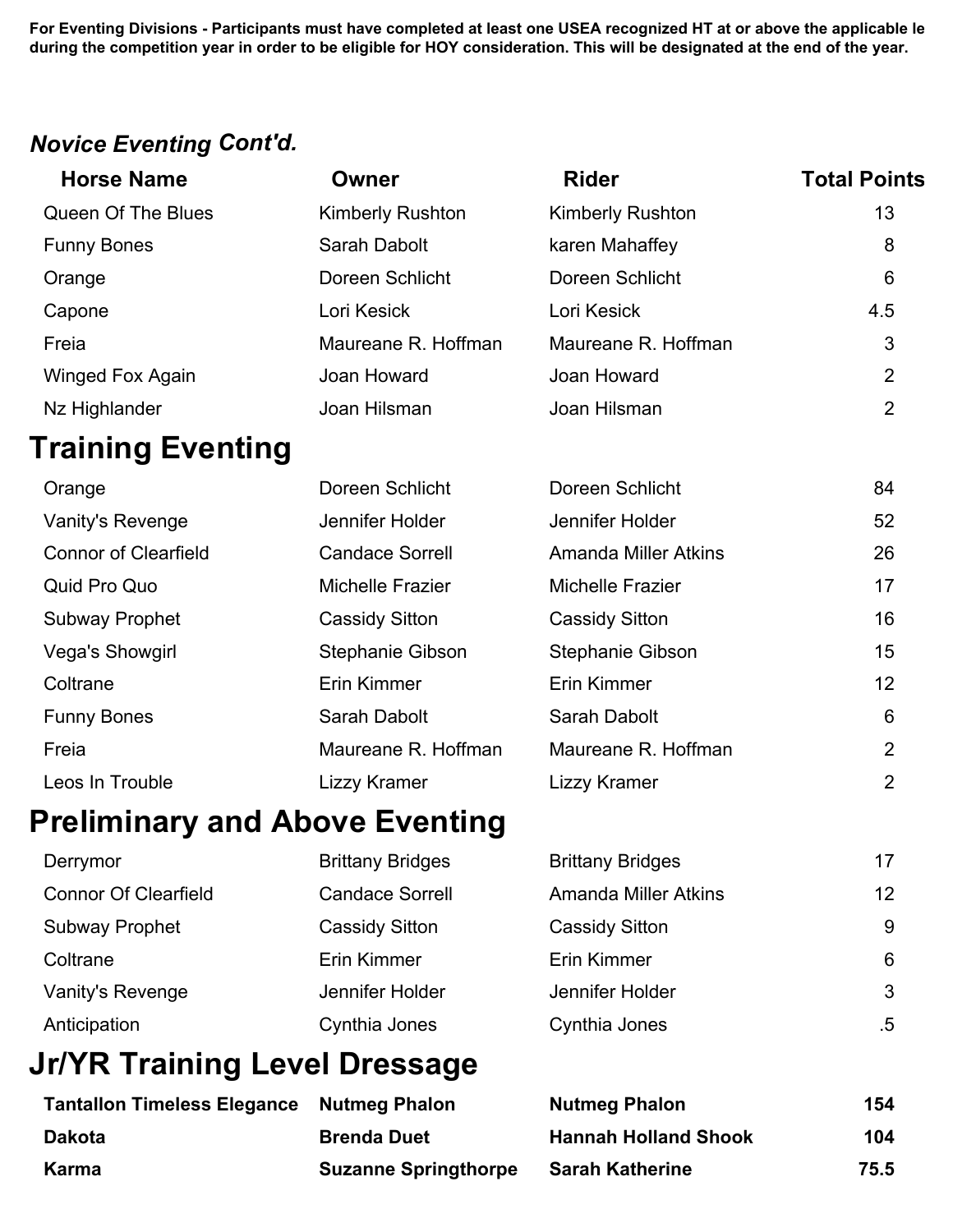**For Eventing Divisions - Participants must have completed at least one USEA recognized HT at or above the applicable le during the competition year in order to be eligible for HOY consideration. This will be designated at the end of the year.**

### *Novice Eventing* Cont'd.

| Horse Name | Owner | Rider | Total Points |
|---|---|---|---|
| Queen Of The Blues | Kimberly Rushton | Kimberly Rushton | 13 |
| Funny Bones | Sarah Dabolt | karen Mahaffey | 8 |
| Orange | Doreen Schlicht | Doreen Schlicht | 6 |
| Capone | Lori Kesick | Lori Kesick | 4.5 |
| Freia | Maureane R. Hoffman | Maureane R. Hoffman | 3 |
| Winged Fox Again | Joan Howard | Joan Howard | 2 |
| Nz Highlander | Joan Hilsman | Joan Hilsman | 2 |

## Training Eventing

| | | | |
|---|---|---|---|
| Orange | Doreen Schlicht | Doreen Schlicht | 84 |
| Vanity's Revenge | Jennifer Holder | Jennifer Holder | 52 |
| Connor of Clearfield | Candace Sorrell | Amanda Miller Atkins | 26 |
| Quid Pro Quo | Michelle Frazier | Michelle Frazier | 17 |
| Subway Prophet | Cassidy Sitton | Cassidy Sitton | 16 |
| Vega's Showgirl | Stephanie Gibson | Stephanie Gibson | 15 |
| Coltrane | Erin Kimmer | Erin Kimmer | 12 |
| Funny Bones | Sarah Dabolt | Sarah Dabolt | 6 |
| Freia | Maureane R. Hoffman | Maureane R. Hoffman | 2 |
| Leos In Trouble | Lizzy Kramer | Lizzy Kramer | 2 |

## Preliminary and Above Eventing

| | | | |
|---|---|---|---|
| Derrymor | Brittany Bridges | Brittany Bridges | 17 |
| Connor Of Clearfield | Candace Sorrell | Amanda Miller Atkins | 12 |
| Subway Prophet | Cassidy Sitton | Cassidy Sitton | 9 |
| Coltrane | Erin Kimmer | Erin Kimmer | 6 |
| Vanity's Revenge | Jennifer Holder | Jennifer Holder | 3 |
| Anticipation | Cynthia Jones | Cynthia Jones | .5 |

## Jr/YR Training Level Dressage

| | | | |
|---|---|---|---|
| **Tantallon Timeless Elegance** | **Nutmeg Phalon** | **Nutmeg Phalon** | **154** |
| **Dakota** | **Brenda Duet** | **Hannah Holland Shook** | **104** |
| **Karma** | **Suzanne Springthorpe** | **Sarah Katherine** | **75.5** |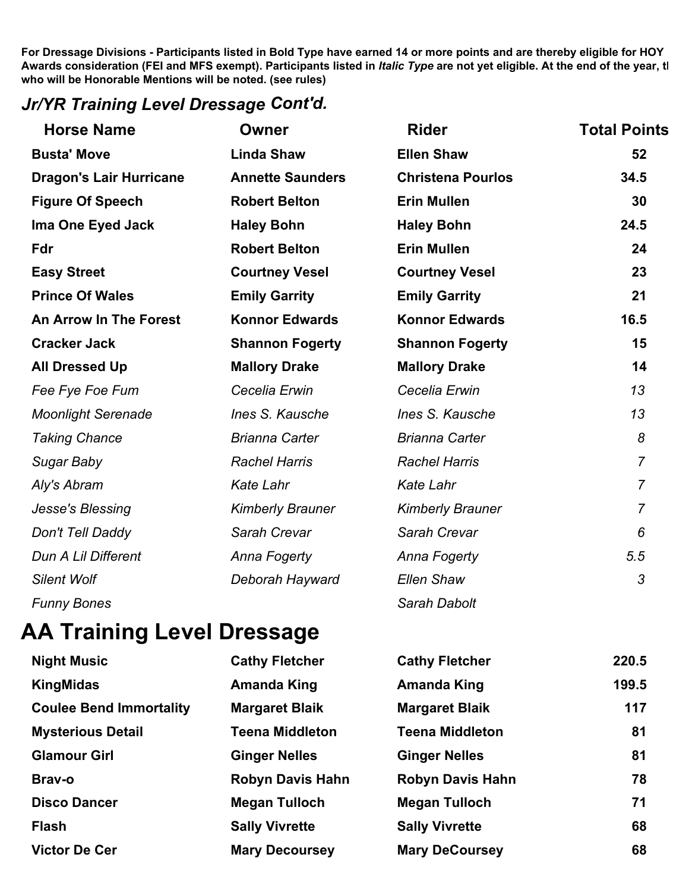**For Dressage Divisions - Participants listed in Bold Type have earned 14 or more points and are thereby eligible for HOY Awards consideration (FEI and MFS exempt). Participants listed in *Italic Type* are not yet eligible. At the end of the year, tl who will be Honorable Mentions will be noted. (see rules)**

## *Jr/YR Training Level Dressage* Cont'd.

| Horse Name | Owner | Rider | Total Points |
|---|---|---|---|
| **Busta' Move** | **Linda Shaw** | **Ellen Shaw** | **52** |
| **Dragon's Lair Hurricane** | **Annette Saunders** | **Christena Pourlos** | **34.5** |
| **Figure Of Speech** | **Robert Belton** | **Erin Mullen** | **30** |
| **Ima One Eyed Jack** | **Haley Bohn** | **Haley Bohn** | **24.5** |
| **Fdr** | **Robert Belton** | **Erin Mullen** | **24** |
| **Easy Street** | **Courtney Vesel** | **Courtney Vesel** | **23** |
| **Prince Of Wales** | **Emily Garrity** | **Emily Garrity** | **21** |
| **An Arrow In The Forest** | **Konnor Edwards** | **Konnor Edwards** | **16.5** |
| **Cracker Jack** | **Shannon Fogerty** | **Shannon Fogerty** | **15** |
| **All Dressed Up** | **Mallory Drake** | **Mallory Drake** | **14** |
| *Fee Fye Foe Fum* | *Cecelia Erwin* | *Cecelia Erwin* | *13* |
| *Moonlight Serenade* | *Ines S. Kausche* | *Ines S. Kausche* | *13* |
| *Taking Chance* | *Brianna Carter* | *Brianna Carter* | *8* |
| *Sugar Baby* | *Rachel Harris* | *Rachel Harris* | *7* |
| *Aly's Abram* | *Kate Lahr* | *Kate Lahr* | *7* |
| *Jesse's Blessing* | *Kimberly Brauner* | *Kimberly Brauner* | *7* |
| *Don't Tell Daddy* | *Sarah Crevar* | *Sarah Crevar* | *6* |
| *Dun A Lil Different* | *Anna Fogerty* | *Anna Fogerty* | *5.5* |
| *Silent Wolf* | *Deborah Hayward* | *Ellen Shaw* | *3* |
| *Funny Bones* | | *Sarah Dabolt* | |

# AA Training Level Dressage

| Horse Name | Owner | Rider | Total Points |
|---|---|---|---|
| **Night Music** | **Cathy Fletcher** | **Cathy Fletcher** | **220.5** |
| **KingMidas** | **Amanda King** | **Amanda King** | **199.5** |
| **Coulee Bend Immortality** | **Margaret Blaik** | **Margaret Blaik** | **117** |
| **Mysterious Detail** | **Teena Middleton** | **Teena Middleton** | **81** |
| **Glamour Girl** | **Ginger Nelles** | **Ginger Nelles** | **81** |
| **Brav-o** | **Robyn Davis Hahn** | **Robyn Davis Hahn** | **78** |
| **Disco Dancer** | **Megan Tulloch** | **Megan Tulloch** | **71** |
| **Flash** | **Sally Vivrette** | **Sally Vivrette** | **68** |
| **Victor De Cer** | **Mary Decoursey** | **Mary DeCoursey** | **68** |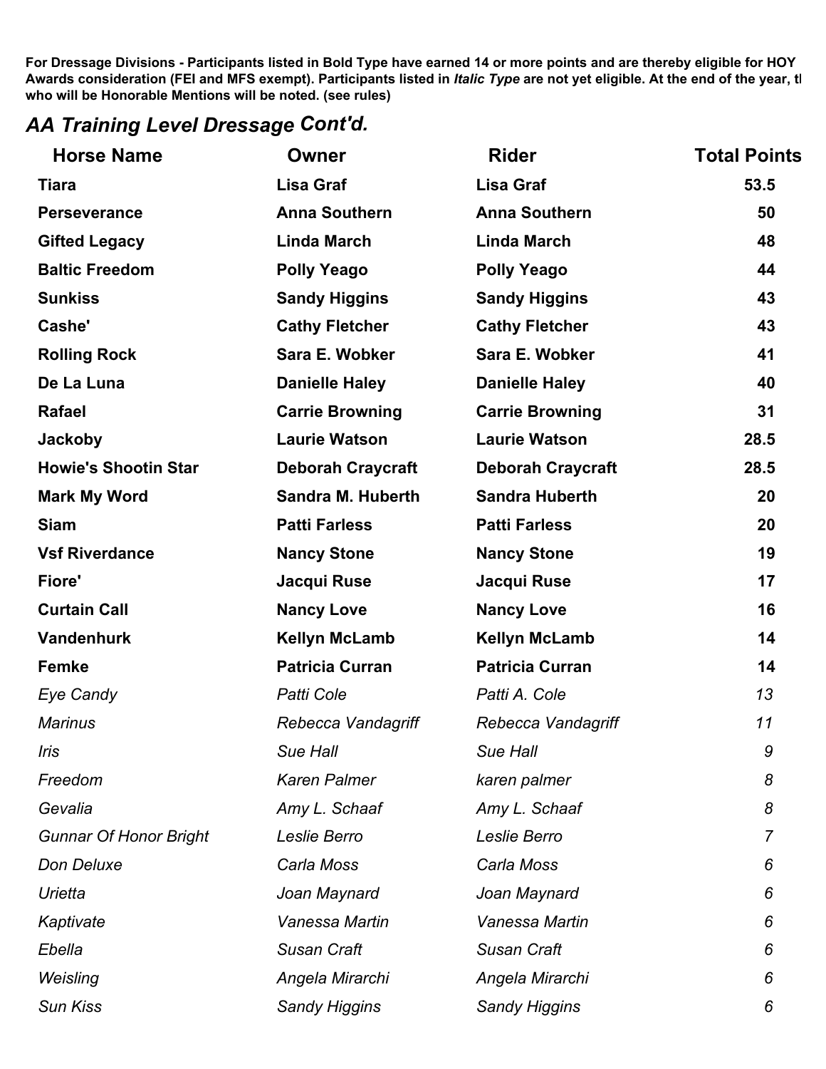**For Dressage Divisions - Participants listed in Bold Type have earned 14 or more points and are thereby eligible for HOY Awards consideration (FEI and MFS exempt). Participants listed in *Italic Type* are not yet eligible. At the end of the year, th who will be Honorable Mentions will be noted. (see rules)**

## *AA Training Level Dressage* Cont'd.

| Horse Name | Owner | Rider | Total Points |
|---|---|---|---|
| **Tiara** | **Lisa Graf** | **Lisa Graf** | **53.5** |
| **Perseverance** | **Anna Southern** | **Anna Southern** | **50** |
| **Gifted Legacy** | **Linda March** | **Linda March** | **48** |
| **Baltic Freedom** | **Polly Yeago** | **Polly Yeago** | **44** |
| **Sunkiss** | **Sandy Higgins** | **Sandy Higgins** | **43** |
| **Cashe'** | **Cathy Fletcher** | **Cathy Fletcher** | **43** |
| **Rolling Rock** | **Sara E. Wobker** | **Sara E. Wobker** | **41** |
| **De La Luna** | **Danielle Haley** | **Danielle Haley** | **40** |
| **Rafael** | **Carrie Browning** | **Carrie Browning** | **31** |
| **Jackoby** | **Laurie Watson** | **Laurie Watson** | **28.5** |
| **Howie's Shootin Star** | **Deborah Craycraft** | **Deborah Craycraft** | **28.5** |
| **Mark My Word** | **Sandra M. Huberth** | **Sandra Huberth** | **20** |
| **Siam** | **Patti Farless** | **Patti Farless** | **20** |
| **Vsf Riverdance** | **Nancy Stone** | **Nancy Stone** | **19** |
| **Fiore'** | **Jacqui Ruse** | **Jacqui Ruse** | **17** |
| **Curtain Call** | **Nancy Love** | **Nancy Love** | **16** |
| **Vandenhurk** | **Kellyn McLamb** | **Kellyn McLamb** | **14** |
| **Femke** | **Patricia Curran** | **Patricia Curran** | **14** |
| *Eye Candy* | *Patti Cole* | *Patti A. Cole* | *13* |
| *Marinus* | *Rebecca Vandagriff* | *Rebecca Vandagriff* | *11* |
| *Iris* | *Sue Hall* | *Sue Hall* | *9* |
| *Freedom* | *Karen Palmer* | *karen palmer* | *8* |
| *Gevalia* | *Amy L. Schaaf* | *Amy L. Schaaf* | *8* |
| *Gunnar Of Honor Bright* | *Leslie Berro* | *Leslie Berro* | *7* |
| *Don Deluxe* | *Carla Moss* | *Carla Moss* | *6* |
| *Urietta* | *Joan Maynard* | *Joan Maynard* | *6* |
| *Kaptivate* | *Vanessa Martin* | *Vanessa Martin* | *6* |
| *Ebella* | *Susan Craft* | *Susan Craft* | *6* |
| *Weisling* | *Angela Mirarchi* | *Angela Mirarchi* | *6* |
| *Sun Kiss* | *Sandy Higgins* | *Sandy Higgins* | *6* |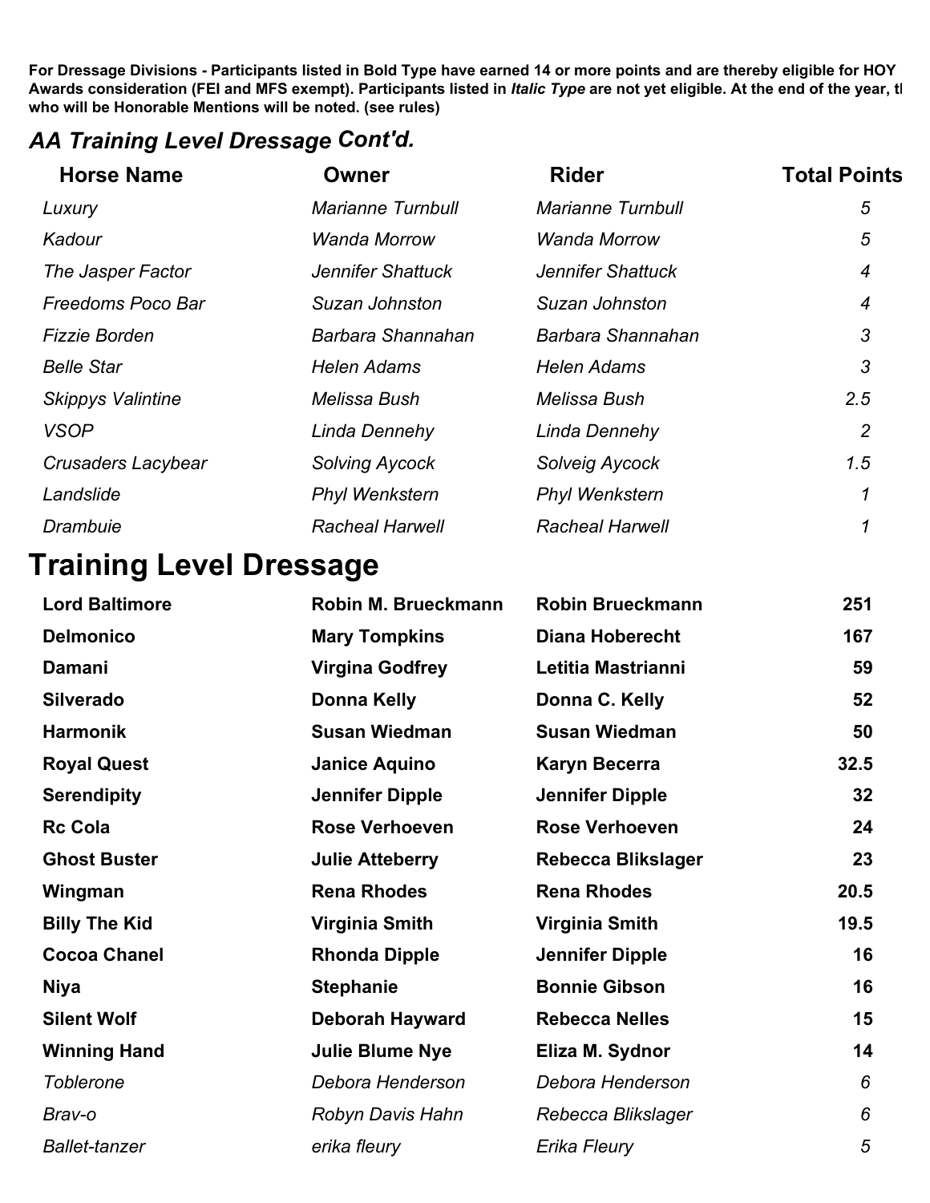**For Dressage Divisions - Participants listed in Bold Type have earned 14 or more points and are thereby eligible for HOY Awards consideration (FEI and MFS exempt). Participants listed in *Italic Type* are not yet eligible. At the end of the year, tl who will be Honorable Mentions will be noted. (see rules)**

## *AA Training Level Dressage* Cont'd.

| Horse Name | Owner | Rider | Total Points |
|---|---|---|---|
| *Luxury* | *Marianne Turnbull* | *Marianne Turnbull* | *5* |
| *Kadour* | *Wanda Morrow* | *Wanda Morrow* | *5* |
| *The Jasper Factor* | *Jennifer Shattuck* | *Jennifer Shattuck* | *4* |
| *Freedoms Poco Bar* | *Suzan Johnston* | *Suzan Johnston* | *4* |
| *Fizzie Borden* | *Barbara Shannahan* | *Barbara Shannahan* | *3* |
| *Belle Star* | *Helen Adams* | *Helen Adams* | *3* |
| *Skippys Valintine* | *Melissa Bush* | *Melissa Bush* | *2.5* |
| *VSOP* | *Linda Dennehy* | *Linda Dennehy* | *2* |
| *Crusaders Lacybear* | *Solving Aycock* | *Solveig Aycock* | *1.5* |
| *Landslide* | *Phyl Wenkstern* | *Phyl Wenkstern* | *1* |
| *Drambuie* | *Racheal Harwell* | *Racheal Harwell* | *1* |

# Training Level Dressage

| | | | |
|---|---|---|---|
| **Lord Baltimore** | **Robin M. Brueckmann** | **Robin Brueckmann** | **251** |
| **Delmonico** | **Mary Tompkins** | **Diana Hoberecht** | **167** |
| **Damani** | **Virgina Godfrey** | **Letitia Mastrianni** | **59** |
| **Silverado** | **Donna Kelly** | **Donna C. Kelly** | **52** |
| **Harmonik** | **Susan Wiedman** | **Susan Wiedman** | **50** |
| **Royal Quest** | **Janice Aquino** | **Karyn Becerra** | **32.5** |
| **Serendipity** | **Jennifer Dipple** | **Jennifer Dipple** | **32** |
| **Rc Cola** | **Rose Verhoeven** | **Rose Verhoeven** | **24** |
| **Ghost Buster** | **Julie Atteberry** | **Rebecca Blikslager** | **23** |
| **Wingman** | **Rena Rhodes** | **Rena Rhodes** | **20.5** |
| **Billy The Kid** | **Virginia Smith** | **Virginia Smith** | **19.5** |
| **Cocoa Chanel** | **Rhonda Dipple** | **Jennifer Dipple** | **16** |
| **Niya** | **Stephanie** | **Bonnie Gibson** | **16** |
| **Silent Wolf** | **Deborah Hayward** | **Rebecca Nelles** | **15** |
| **Winning Hand** | **Julie Blume Nye** | **Eliza M. Sydnor** | **14** |
| *Toblerone* | *Debora Henderson* | *Debora Henderson* | *6* |
| *Brav-o* | *Robyn Davis Hahn* | *Rebecca Blikslager* | *6* |
| *Ballet-tanzer* | *erika fleury* | *Erika Fleury* | *5* |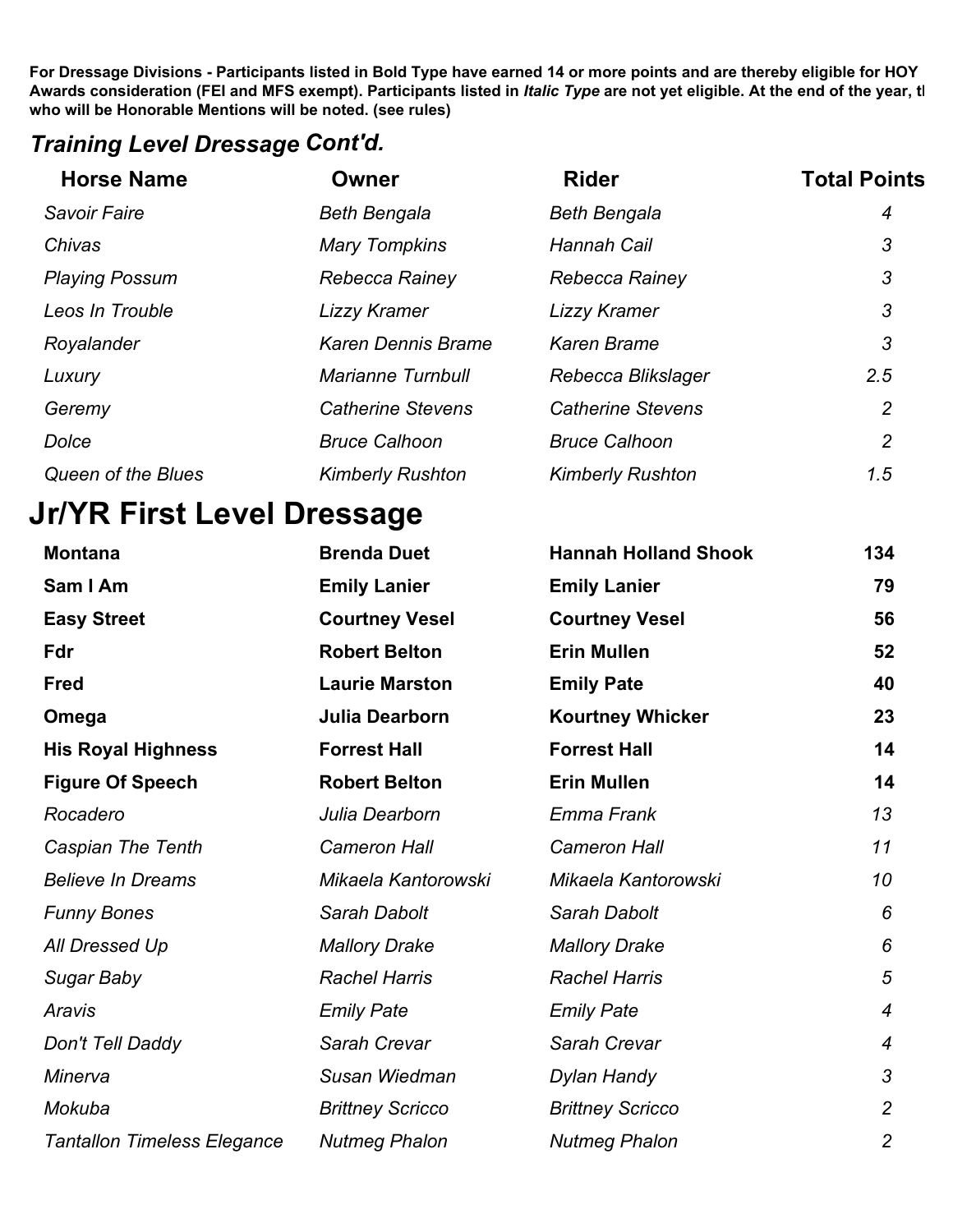**For Dressage Divisions - Participants listed in Bold Type have earned 14 or more points and are thereby eligible for HOY Awards consideration (FEI and MFS exempt). Participants listed in *Italic Type* are not yet eligible. At the end of the year, tl who will be Honorable Mentions will be noted. (see rules)**

## *Training Level Dressage* Cont'd.

| Horse Name | Owner | Rider | Total Points |
|---|---|---|---|
| *Savoir Faire* | *Beth Bengala* | *Beth Bengala* | *4* |
| *Chivas* | *Mary Tompkins* | *Hannah Cail* | *3* |
| *Playing Possum* | *Rebecca Rainey* | *Rebecca Rainey* | *3* |
| *Leos In Trouble* | *Lizzy Kramer* | *Lizzy Kramer* | *3* |
| *Royalander* | *Karen Dennis Brame* | *Karen Brame* | *3* |
| *Luxury* | *Marianne Turnbull* | *Rebecca Blikslager* | *2.5* |
| *Geremy* | *Catherine Stevens* | *Catherine Stevens* | *2* |
| *Dolce* | *Bruce Calhoon* | *Bruce Calhoon* | *2* |
| *Queen of the Blues* | *Kimberly Rushton* | *Kimberly Rushton* | *1.5* |

# Jr/YR First Level Dressage

| | | | |
|---|---|---|---|
| **Montana** | **Brenda Duet** | **Hannah Holland Shook** | **134** |
| **Sam I Am** | **Emily Lanier** | **Emily Lanier** | **79** |
| **Easy Street** | **Courtney Vesel** | **Courtney Vesel** | **56** |
| **Fdr** | **Robert Belton** | **Erin Mullen** | **52** |
| **Fred** | **Laurie Marston** | **Emily Pate** | **40** |
| **Omega** | **Julia Dearborn** | **Kourtney Whicker** | **23** |
| **His Royal Highness** | **Forrest Hall** | **Forrest Hall** | **14** |
| **Figure Of Speech** | **Robert Belton** | **Erin Mullen** | **14** |
| *Rocadero* | *Julia Dearborn* | *Emma Frank* | *13* |
| *Caspian The Tenth* | *Cameron Hall* | *Cameron Hall* | *11* |
| *Believe In Dreams* | *Mikaela Kantorowski* | *Mikaela Kantorowski* | *10* |
| *Funny Bones* | *Sarah Dabolt* | *Sarah Dabolt* | *6* |
| *All Dressed Up* | *Mallory Drake* | *Mallory Drake* | *6* |
| *Sugar Baby* | *Rachel Harris* | *Rachel Harris* | *5* |
| *Aravis* | *Emily Pate* | *Emily Pate* | *4* |
| *Don't Tell Daddy* | *Sarah Crevar* | *Sarah Crevar* | *4* |
| *Minerva* | *Susan Wiedman* | *Dylan Handy* | *3* |
| *Mokuba* | *Brittney Scricco* | *Brittney Scricco* | *2* |
| *Tantallon Timeless Elegance* | *Nutmeg Phalon* | *Nutmeg Phalon* | *2* |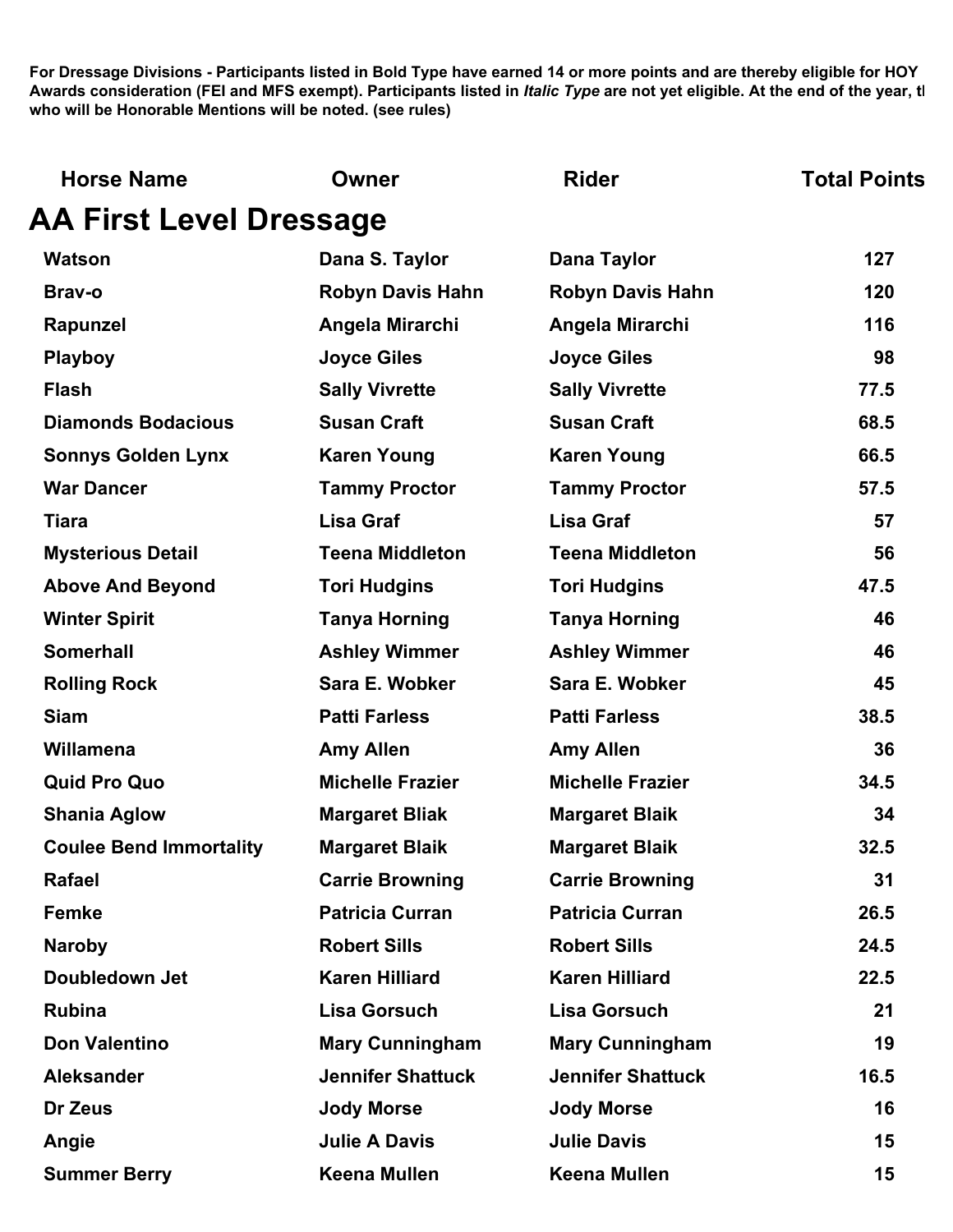**For Dressage Divisions - Participants listed in Bold Type have earned 14 or more points and are thereby eligible for HOY Awards consideration (FEI and MFS exempt). Participants listed in *Italic Type* are not yet eligible. At the end of the year, tl who will be Honorable Mentions will be noted. (see rules)**

| Horse Name | Owner | Rider | Total Points |
|---|---|---|---|

## AA First Level Dressage

| Horse Name | Owner | Rider | Total Points |
|---|---|---|---|
| **Watson** | **Dana S. Taylor** | **Dana Taylor** | **127** |
| **Brav-o** | **Robyn Davis Hahn** | **Robyn Davis Hahn** | **120** |
| **Rapunzel** | **Angela Mirarchi** | **Angela Mirarchi** | **116** |
| **Playboy** | **Joyce Giles** | **Joyce Giles** | **98** |
| **Flash** | **Sally Vivrette** | **Sally Vivrette** | **77.5** |
| **Diamonds Bodacious** | **Susan Craft** | **Susan Craft** | **68.5** |
| **Sonnys Golden Lynx** | **Karen Young** | **Karen Young** | **66.5** |
| **War Dancer** | **Tammy Proctor** | **Tammy Proctor** | **57.5** |
| **Tiara** | **Lisa Graf** | **Lisa Graf** | **57** |
| **Mysterious Detail** | **Teena Middleton** | **Teena Middleton** | **56** |
| **Above And Beyond** | **Tori Hudgins** | **Tori Hudgins** | **47.5** |
| **Winter Spirit** | **Tanya Horning** | **Tanya Horning** | **46** |
| **Somerhall** | **Ashley Wimmer** | **Ashley Wimmer** | **46** |
| **Rolling Rock** | **Sara E. Wobker** | **Sara E. Wobker** | **45** |
| **Siam** | **Patti Farless** | **Patti Farless** | **38.5** |
| **Willamena** | **Amy Allen** | **Amy Allen** | **36** |
| **Quid Pro Quo** | **Michelle Frazier** | **Michelle Frazier** | **34.5** |
| **Shania Aglow** | **Margaret Bliak** | **Margaret Blaik** | **34** |
| **Coulee Bend Immortality** | **Margaret Blaik** | **Margaret Blaik** | **32.5** |
| **Rafael** | **Carrie Browning** | **Carrie Browning** | **31** |
| **Femke** | **Patricia Curran** | **Patricia Curran** | **26.5** |
| **Naroby** | **Robert Sills** | **Robert Sills** | **24.5** |
| **Doubledown Jet** | **Karen Hilliard** | **Karen Hilliard** | **22.5** |
| **Rubina** | **Lisa Gorsuch** | **Lisa Gorsuch** | **21** |
| **Don Valentino** | **Mary Cunningham** | **Mary Cunningham** | **19** |
| **Aleksander** | **Jennifer Shattuck** | **Jennifer Shattuck** | **16.5** |
| **Dr Zeus** | **Jody Morse** | **Jody Morse** | **16** |
| **Angie** | **Julie A Davis** | **Julie Davis** | **15** |
| **Summer Berry** | **Keena Mullen** | **Keena Mullen** | **15** |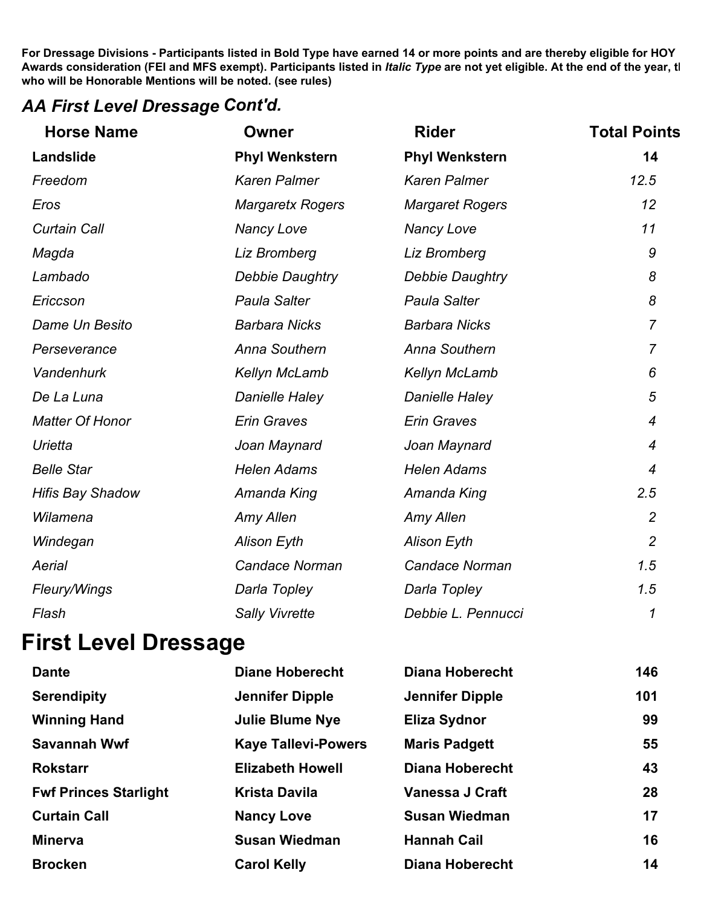**For Dressage Divisions - Participants listed in Bold Type have earned 14 or more points and are thereby eligible for HOY Awards consideration (FEI and MFS exempt). Participants listed in *Italic Type* are not yet eligible. At the end of the year, tl who will be Honorable Mentions will be noted. (see rules)**

## *AA First Level Dressage* Cont'd.

| Horse Name | Owner | Rider | Total Points |
|---|---|---|---|
| **Landslide** | **Phyl Wenkstern** | **Phyl Wenkstern** | **14** |
| *Freedom* | *Karen Palmer* | *Karen Palmer* | *12.5* |
| *Eros* | *Margaretx Rogers* | *Margaret Rogers* | *12* |
| *Curtain Call* | *Nancy Love* | *Nancy Love* | *11* |
| *Magda* | *Liz Bromberg* | *Liz Bromberg* | *9* |
| *Lambado* | *Debbie Daughtry* | *Debbie Daughtry* | *8* |
| *Ericcson* | *Paula Salter* | *Paula Salter* | *8* |
| *Dame Un Besito* | *Barbara Nicks* | *Barbara Nicks* | *7* |
| *Perseverance* | *Anna Southern* | *Anna Southern* | *7* |
| *Vandenhurk* | *Kellyn McLamb* | *Kellyn McLamb* | *6* |
| *De La Luna* | *Danielle Haley* | *Danielle Haley* | *5* |
| *Matter Of Honor* | *Erin Graves* | *Erin Graves* | *4* |
| *Urietta* | *Joan Maynard* | *Joan Maynard* | *4* |
| *Belle Star* | *Helen Adams* | *Helen Adams* | *4* |
| *Hifis Bay Shadow* | *Amanda King* | *Amanda King* | *2.5* |
| *Wilamena* | *Amy Allen* | *Amy Allen* | *2* |
| *Windegan* | *Alison Eyth* | *Alison Eyth* | *2* |
| *Aerial* | *Candace Norman* | *Candace Norman* | *1.5* |
| *Fleury/Wings* | *Darla Topley* | *Darla Topley* | *1.5* |
| *Flash* | *Sally Vivrette* | *Debbie L. Pennucci* | *1* |

# First Level Dressage

| | | | |
|---|---|---|---|
| **Dante** | **Diane Hoberecht** | **Diana Hoberecht** | **146** |
| **Serendipity** | **Jennifer Dipple** | **Jennifer Dipple** | **101** |
| **Winning Hand** | **Julie Blume Nye** | **Eliza Sydnor** | **99** |
| **Savannah Wwf** | **Kaye Tallevi-Powers** | **Maris Padgett** | **55** |
| **Rokstarr** | **Elizabeth Howell** | **Diana Hoberecht** | **43** |
| **Fwf Princes Starlight** | **Krista Davila** | **Vanessa J Craft** | **28** |
| **Curtain Call** | **Nancy Love** | **Susan Wiedman** | **17** |
| **Minerva** | **Susan Wiedman** | **Hannah Cail** | **16** |
| **Brocken** | **Carol Kelly** | **Diana Hoberecht** | **14** |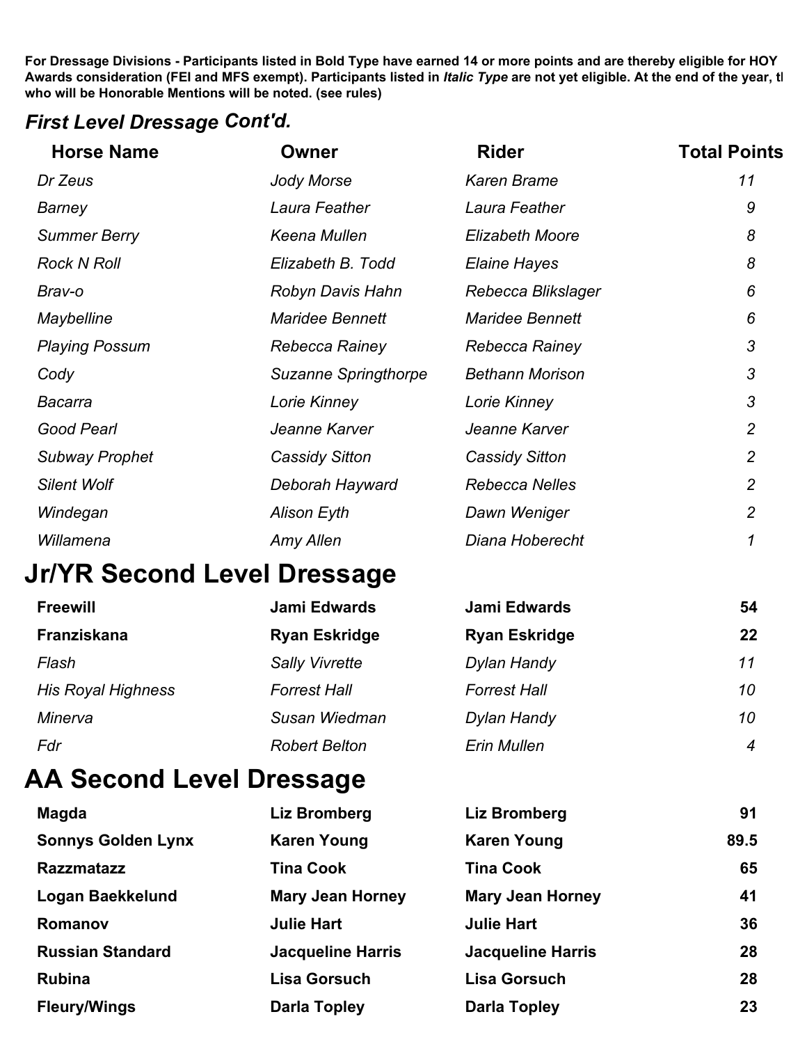**For Dressage Divisions - Participants listed in Bold Type have earned 14 or more points and are thereby eligible for HOY Awards consideration (FEI and MFS exempt). Participants listed in *Italic Type* are not yet eligible. At the end of the year, tl who will be Honorable Mentions will be noted. (see rules)**

## *First Level Dressage Cont'd.*

| Horse Name | Owner | Rider | Total Points |
|---|---|---|---|
| *Dr Zeus* | *Jody Morse* | *Karen Brame* | *11* |
| *Barney* | *Laura Feather* | *Laura Feather* | *9* |
| *Summer Berry* | *Keena Mullen* | *Elizabeth Moore* | *8* |
| *Rock N Roll* | *Elizabeth B. Todd* | *Elaine Hayes* | *8* |
| *Brav-o* | *Robyn Davis Hahn* | *Rebecca Blikslager* | *6* |
| *Maybelline* | *Maridee Bennett* | *Maridee Bennett* | *6* |
| *Playing Possum* | *Rebecca Rainey* | *Rebecca Rainey* | *3* |
| *Cody* | *Suzanne Springthorpe* | *Bethann Morison* | *3* |
| *Bacarra* | *Lorie Kinney* | *Lorie Kinney* | *3* |
| *Good Pearl* | *Jeanne Karver* | *Jeanne Karver* | *2* |
| *Subway Prophet* | *Cassidy Sitton* | *Cassidy Sitton* | *2* |
| *Silent Wolf* | *Deborah Hayward* | *Rebecca Nelles* | *2* |
| *Windegan* | *Alison Eyth* | *Dawn Weniger* | *2* |
| *Willamena* | *Amy Allen* | *Diana Hoberecht* | *1* |

# Jr/YR Second Level Dressage

| Horse Name | Owner | Rider | Total Points |
|---|---|---|---|
| **Freewill** | **Jami Edwards** | **Jami Edwards** | **54** |
| **Franziskana** | **Ryan Eskridge** | **Ryan Eskridge** | **22** |
| *Flash* | *Sally Vivrette* | *Dylan Handy* | *11* |
| *His Royal Highness* | *Forrest Hall* | *Forrest Hall* | *10* |
| *Minerva* | *Susan Wiedman* | *Dylan Handy* | *10* |
| *Fdr* | *Robert Belton* | *Erin Mullen* | *4* |

# AA Second Level Dressage

| Horse Name | Owner | Rider | Total Points |
|---|---|---|---|
| **Magda** | **Liz Bromberg** | **Liz Bromberg** | **91** |
| **Sonnys Golden Lynx** | **Karen Young** | **Karen Young** | **89.5** |
| **Razzmatazz** | **Tina Cook** | **Tina Cook** | **65** |
| **Logan Baekkelund** | **Mary Jean Horney** | **Mary Jean Horney** | **41** |
| **Romanov** | **Julie Hart** | **Julie Hart** | **36** |
| **Russian Standard** | **Jacqueline Harris** | **Jacqueline Harris** | **28** |
| **Rubina** | **Lisa Gorsuch** | **Lisa Gorsuch** | **28** |
| **Fleury/Wings** | **Darla Topley** | **Darla Topley** | **23** |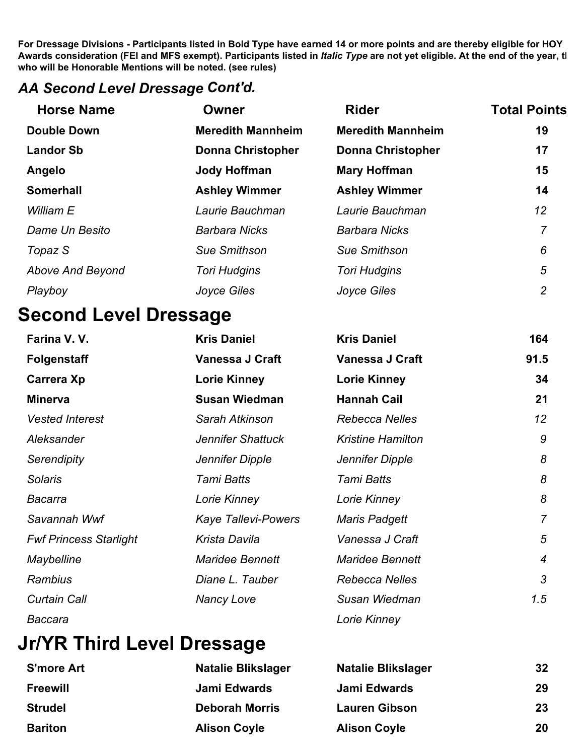**For Dressage Divisions - Participants listed in Bold Type have earned 14 or more points and are thereby eligible for HOY Awards consideration (FEI and MFS exempt). Participants listed in *Italic Type* are not yet eligible. At the end of the year, tl who will be Honorable Mentions will be noted. (see rules)**

## *AA Second Level Dressage Cont'd.*

| Horse Name | Owner | Rider | Total Points |
|---|---|---|---|
| **Double Down** | **Meredith Mannheim** | **Meredith Mannheim** | **19** |
| **Landor Sb** | **Donna Christopher** | **Donna Christopher** | **17** |
| **Angelo** | **Jody Hoffman** | **Mary Hoffman** | **15** |
| **Somerhall** | **Ashley Wimmer** | **Ashley Wimmer** | **14** |
| *William E* | *Laurie Bauchman* | *Laurie Bauchman* | *12* |
| *Dame Un Besito* | *Barbara Nicks* | *Barbara Nicks* | *7* |
| *Topaz S* | *Sue Smithson* | *Sue Smithson* | *6* |
| *Above And Beyond* | *Tori Hudgins* | *Tori Hudgins* | *5* |
| *Playboy* | *Joyce Giles* | *Joyce Giles* | *2* |

## Second Level Dressage

| Horse Name | Owner | Rider | Total Points |
|---|---|---|---|
| **Farina V. V.** | **Kris Daniel** | **Kris Daniel** | **164** |
| **Folgenstaff** | **Vanessa J Craft** | **Vanessa J Craft** | **91.5** |
| **Carrera Xp** | **Lorie Kinney** | **Lorie Kinney** | **34** |
| **Minerva** | **Susan Wiedman** | **Hannah Cail** | **21** |
| *Vested Interest* | *Sarah Atkinson* | *Rebecca Nelles* | *12* |
| *Aleksander* | *Jennifer Shattuck* | *Kristine Hamilton* | *9* |
| *Serendipity* | *Jennifer Dipple* | *Jennifer Dipple* | *8* |
| *Solaris* | *Tami Batts* | *Tami Batts* | *8* |
| *Bacarra* | *Lorie Kinney* | *Lorie Kinney* | *8* |
| *Savannah Wwf* | *Kaye Tallevi-Powers* | *Maris Padgett* | *7* |
| *Fwf Princess Starlight* | *Krista Davila* | *Vanessa J Craft* | *5* |
| *Maybelline* | *Maridee Bennett* | *Maridee Bennett* | *4* |
| *Rambius* | *Diane L. Tauber* | *Rebecca Nelles* | *3* |
| *Curtain Call* | *Nancy Love* | *Susan Wiedman* | *1.5* |
| *Baccara* | | *Lorie Kinney* | |

## Jr/YR Third Level Dressage

| Horse Name | Owner | Rider | Total Points |
|---|---|---|---|
| **S'more Art** | **Natalie Blikslager** | **Natalie Blikslager** | **32** |
| **Freewill** | **Jami Edwards** | **Jami Edwards** | **29** |
| **Strudel** | **Deborah Morris** | **Lauren Gibson** | **23** |
| **Bariton** | **Alison Coyle** | **Alison Coyle** | **20** |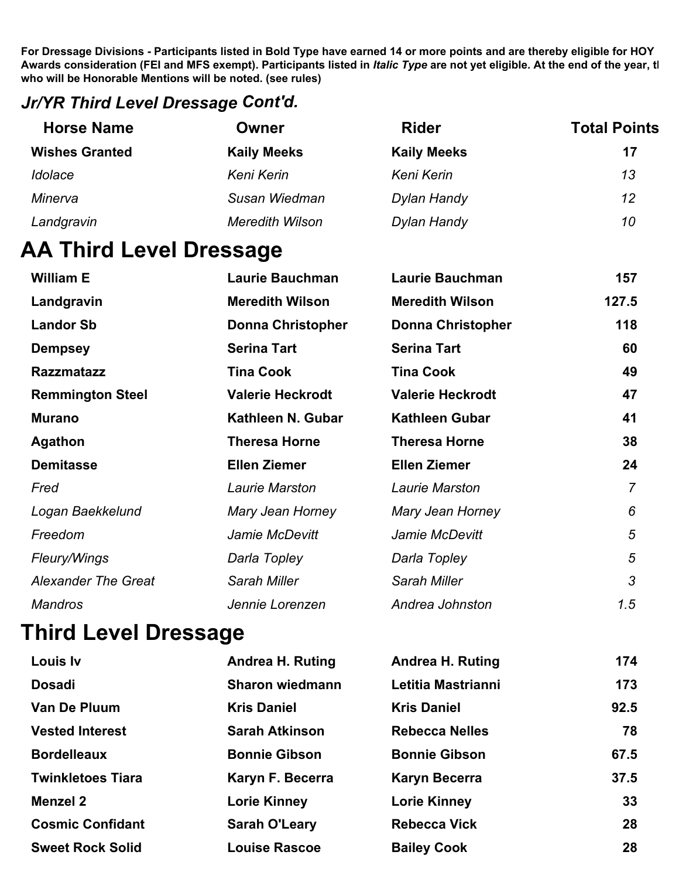**For Dressage Divisions - Participants listed in Bold Type have earned 14 or more points and are thereby eligible for HOY Awards consideration (FEI and MFS exempt). Participants listed in *Italic Type* are not yet eligible. At the end of the year, th who will be Honorable Mentions will be noted. (see rules)**

## *Jr/YR Third Level Dressage Cont'd.*

| Horse Name | Owner | Rider | Total Points |
|---|---|---|---|
| **Wishes Granted** | **Kaily Meeks** | **Kaily Meeks** | **17** |
| *Idolace* | *Keni Kerin* | *Keni Kerin* | *13* |
| *Minerva* | *Susan Wiedman* | *Dylan Handy* | *12* |
| *Landgravin* | *Meredith Wilson* | *Dylan Handy* | *10* |

# AA Third Level Dressage

| Horse Name | Owner | Rider | Total Points |
|---|---|---|---|
| **William E** | **Laurie Bauchman** | **Laurie Bauchman** | **157** |
| **Landgravin** | **Meredith Wilson** | **Meredith Wilson** | **127.5** |
| **Landor Sb** | **Donna Christopher** | **Donna Christopher** | **118** |
| **Dempsey** | **Serina Tart** | **Serina Tart** | **60** |
| **Razzmatazz** | **Tina Cook** | **Tina Cook** | **49** |
| **Remmington Steel** | **Valerie Heckrodt** | **Valerie Heckrodt** | **47** |
| **Murano** | **Kathleen N. Gubar** | **Kathleen Gubar** | **41** |
| **Agathon** | **Theresa Horne** | **Theresa Horne** | **38** |
| **Demitasse** | **Ellen Ziemer** | **Ellen Ziemer** | **24** |
| *Fred* | *Laurie Marston* | *Laurie Marston* | *7* |
| *Logan Baekkelund* | *Mary Jean Horney* | *Mary Jean Horney* | *6* |
| *Freedom* | *Jamie McDevitt* | *Jamie McDevitt* | *5* |
| *Fleury/Wings* | *Darla Topley* | *Darla Topley* | *5* |
| *Alexander The Great* | *Sarah Miller* | *Sarah Miller* | *3* |
| *Mandros* | *Jennie Lorenzen* | *Andrea Johnston* | *1.5* |

# Third Level Dressage

| Horse Name | Owner | Rider | Total Points |
|---|---|---|---|
| **Louis Iv** | **Andrea H. Ruting** | **Andrea H. Ruting** | **174** |
| **Dosadi** | **Sharon wiedmann** | **Letitia Mastrianni** | **173** |
| **Van De Pluum** | **Kris Daniel** | **Kris Daniel** | **92.5** |
| **Vested Interest** | **Sarah Atkinson** | **Rebecca Nelles** | **78** |
| **Bordelleaux** | **Bonnie Gibson** | **Bonnie Gibson** | **67.5** |
| **Twinkletoes Tiara** | **Karyn F. Becerra** | **Karyn Becerra** | **37.5** |
| **Menzel 2** | **Lorie Kinney** | **Lorie Kinney** | **33** |
| **Cosmic Confidant** | **Sarah O'Leary** | **Rebecca Vick** | **28** |
| **Sweet Rock Solid** | **Louise Rascoe** | **Bailey Cook** | **28** |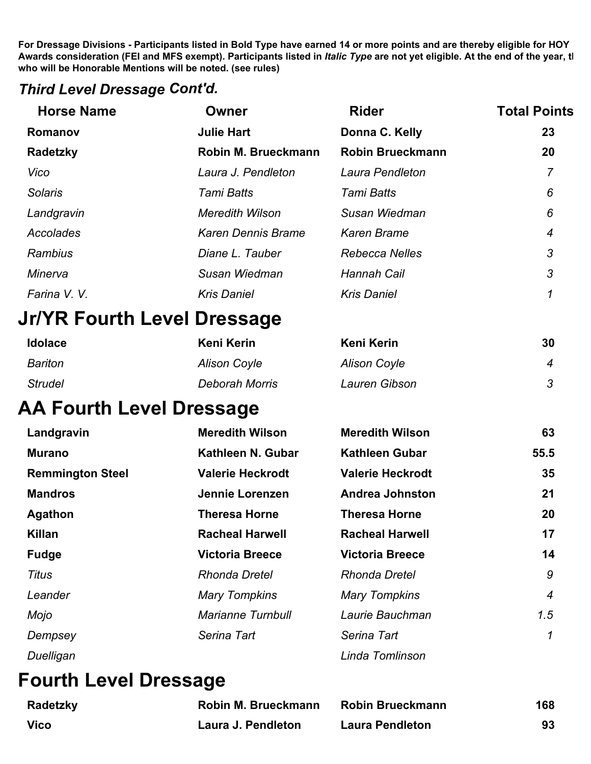**For Dressage Divisions - Participants listed in Bold Type have earned 14 or more points and are thereby eligible for HOY Awards consideration (FEI and MFS exempt). Participants listed in *Italic Type* are not yet eligible. At the end of the year, th who will be Honorable Mentions will be noted. (see rules)**

## *Third Level Dressage* Cont'd.

| Horse Name | Owner | Rider | Total Points |
|---|---|---|---|
| **Romanov** | **Julie Hart** | **Donna C. Kelly** | **23** |
| **Radetzky** | **Robin M. Brueckmann** | **Robin Brueckmann** | **20** |
| *Vico* | *Laura J. Pendleton* | *Laura Pendleton* | *7* |
| *Solaris* | *Tami Batts* | *Tami Batts* | *6* |
| *Landgravin* | *Meredith Wilson* | *Susan Wiedman* | *6* |
| *Accolades* | *Karen Dennis Brame* | *Karen Brame* | *4* |
| *Rambius* | *Diane L. Tauber* | *Rebecca Nelles* | *3* |
| *Minerva* | *Susan Wiedman* | *Hannah Cail* | *3* |
| *Farina V. V.* | *Kris Daniel* | *Kris Daniel* | *1* |

# Jr/YR Fourth Level Dressage

| Horse Name | Owner | Rider | Total Points |
|---|---|---|---|
| **Idolace** | **Keni Kerin** | **Keni Kerin** | **30** |
| *Bariton* | *Alison Coyle* | *Alison Coyle* | *4* |
| *Strudel* | *Deborah Morris* | *Lauren Gibson* | *3* |

# AA Fourth Level Dressage

| Horse Name | Owner | Rider | Total Points |
|---|---|---|---|
| **Landgravin** | **Meredith Wilson** | **Meredith Wilson** | **63** |
| **Murano** | **Kathleen N. Gubar** | **Kathleen Gubar** | **55.5** |
| **Remmington Steel** | **Valerie Heckrodt** | **Valerie Heckrodt** | **35** |
| **Mandros** | **Jennie Lorenzen** | **Andrea Johnston** | **21** |
| **Agathon** | **Theresa Horne** | **Theresa Horne** | **20** |
| **Killan** | **Racheal Harwell** | **Racheal Harwell** | **17** |
| **Fudge** | **Victoria Breece** | **Victoria Breece** | **14** |
| *Titus* | *Rhonda Dretel* | *Rhonda Dretel* | *9* |
| *Leander* | *Mary Tompkins* | *Mary Tompkins* | *4* |
| *Mojo* | *Marianne Turnbull* | *Laurie Bauchman* | *1.5* |
| *Dempsey* | *Serina Tart* | *Serina Tart* | *1* |
| *Duelligan* | | *Linda Tomlinson* | |

# Fourth Level Dressage

| Horse Name | Owner | Rider | Total Points |
|---|---|---|---|
| **Radetzky** | **Robin M. Brueckmann** | **Robin Brueckmann** | **168** |
| **Vico** | **Laura J. Pendleton** | **Laura Pendleton** | **93** |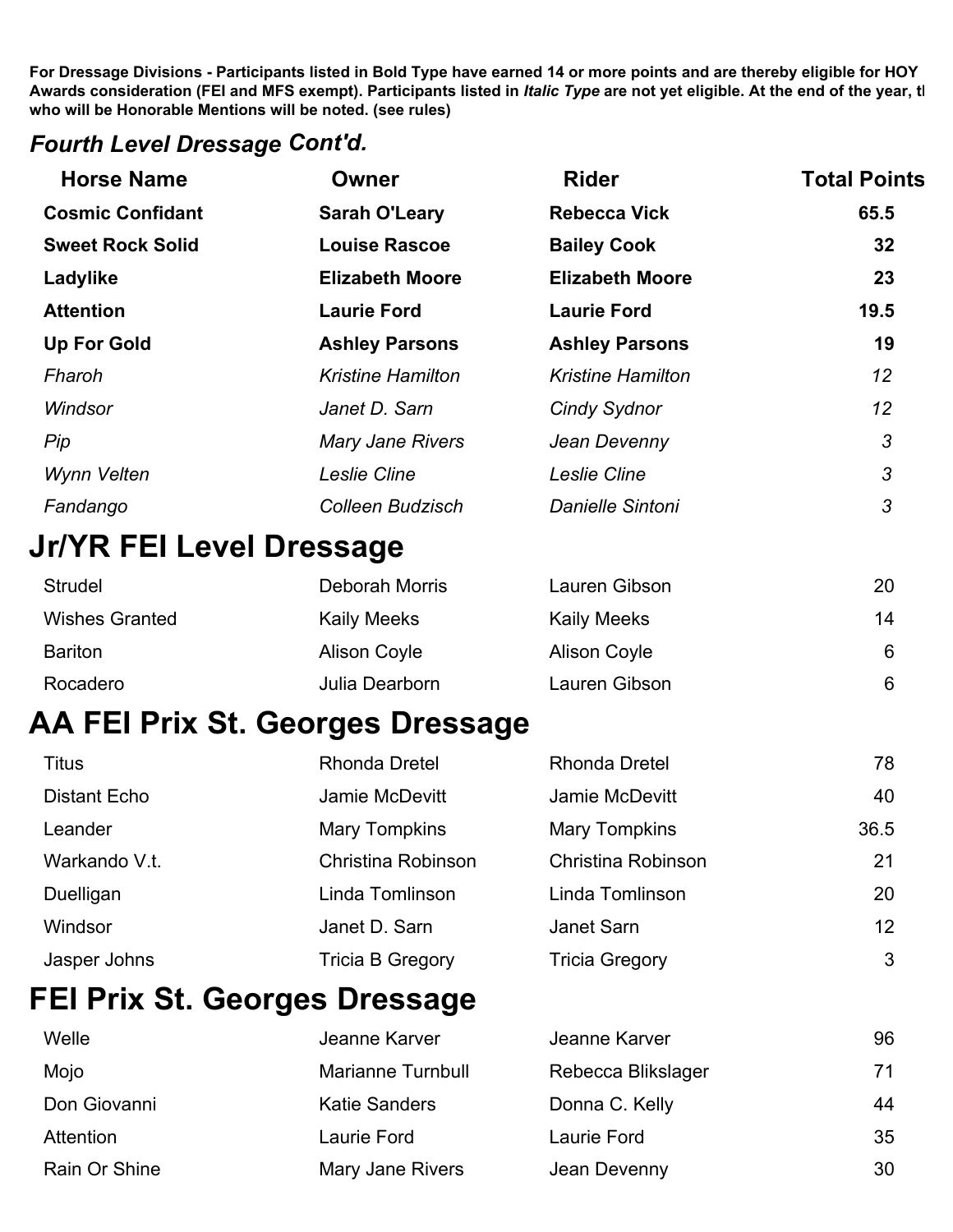**For Dressage Divisions - Participants listed in Bold Type have earned 14 or more points and are thereby eligible for HOY Awards consideration (FEI and MFS exempt). Participants listed in *Italic Type* are not yet eligible. At the end of the year, tl who will be Honorable Mentions will be noted. (see rules)**

## *Fourth Level Dressage Cont'd.*

| Horse Name | Owner | Rider | Total Points |
|---|---|---|---|
| **Cosmic Confidant** | **Sarah O'Leary** | **Rebecca Vick** | **65.5** |
| **Sweet Rock Solid** | **Louise Rascoe** | **Bailey Cook** | **32** |
| **Ladylike** | **Elizabeth Moore** | **Elizabeth Moore** | **23** |
| **Attention** | **Laurie Ford** | **Laurie Ford** | **19.5** |
| **Up For Gold** | **Ashley Parsons** | **Ashley Parsons** | **19** |
| *Fharoh* | *Kristine Hamilton* | *Kristine Hamilton* | *12* |
| *Windsor* | *Janet D. Sarn* | *Cindy Sydnor* | *12* |
| *Pip* | *Mary Jane Rivers* | *Jean Devenny* | *3* |
| *Wynn Velten* | *Leslie Cline* | *Leslie Cline* | *3* |
| *Fandango* | *Colleen Budzisch* | *Danielle Sintoni* | *3* |

# Jr/YR FEI Level Dressage

| Horse Name | Owner | Rider | Total Points |
|---|---|---|---|
| Strudel | Deborah Morris | Lauren Gibson | 20 |
| Wishes Granted | Kaily Meeks | Kaily Meeks | 14 |
| Bariton | Alison Coyle | Alison Coyle | 6 |
| Rocadero | Julia Dearborn | Lauren Gibson | 6 |

# AA FEI Prix St. Georges Dressage

| Horse Name | Owner | Rider | Total Points |
|---|---|---|---|
| Titus | Rhonda Dretel | Rhonda Dretel | 78 |
| Distant Echo | Jamie McDevitt | Jamie McDevitt | 40 |
| Leander | Mary Tompkins | Mary Tompkins | 36.5 |
| Warkando V.t. | Christina Robinson | Christina Robinson | 21 |
| Duelligan | Linda Tomlinson | Linda Tomlinson | 20 |
| Windsor | Janet D. Sarn | Janet Sarn | 12 |
| Jasper Johns | Tricia B Gregory | Tricia Gregory | 3 |

# FEI Prix St. Georges Dressage

| Horse Name | Owner | Rider | Total Points |
|---|---|---|---|
| Welle | Jeanne Karver | Jeanne Karver | 96 |
| Mojo | Marianne Turnbull | Rebecca Blikslager | 71 |
| Don Giovanni | Katie Sanders | Donna C. Kelly | 44 |
| Attention | Laurie Ford | Laurie Ford | 35 |
| Rain Or Shine | Mary Jane Rivers | Jean Devenny | 30 |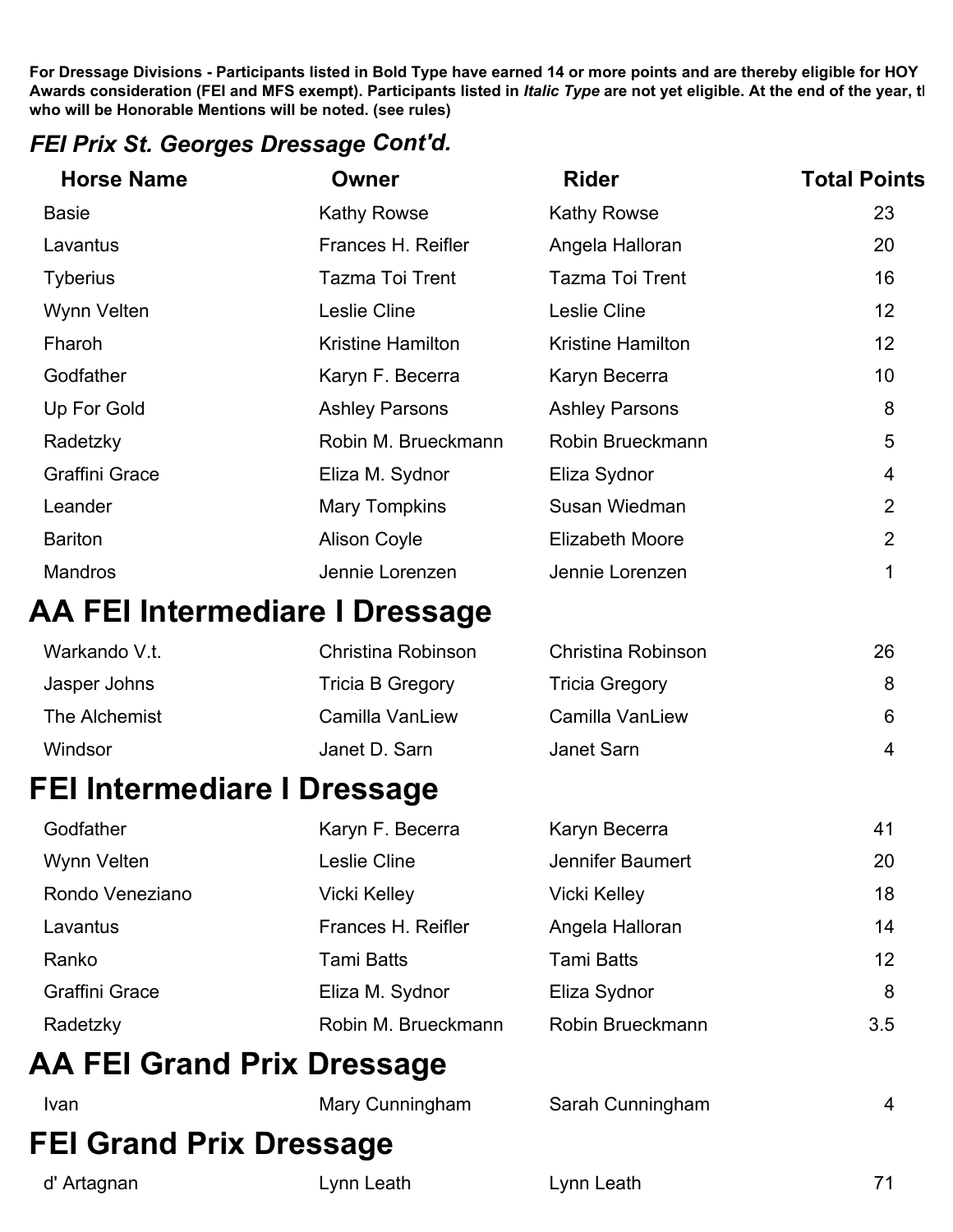**For Dressage Divisions - Participants listed in Bold Type have earned 14 or more points and are thereby eligible for HOY Awards consideration (FEI and MFS exempt). Participants listed in *Italic Type* are not yet eligible. At the end of the year, tl who will be Honorable Mentions will be noted. (see rules)**

### *FEI Prix St. Georges Dressage Cont'd.*

| Horse Name | Owner | Rider | Total Points |
|---|---|---|---|
| Basie | Kathy Rowse | Kathy Rowse | 23 |
| Lavantus | Frances H. Reifler | Angela Halloran | 20 |
| Tyberius | Tazma Toi Trent | Tazma Toi Trent | 16 |
| Wynn Velten | Leslie Cline | Leslie Cline | 12 |
| Fharoh | Kristine Hamilton | Kristine Hamilton | 12 |
| Godfather | Karyn F. Becerra | Karyn Becerra | 10 |
| Up For Gold | Ashley Parsons | Ashley Parsons | 8 |
| Radetzky | Robin M. Brueckmann | Robin Brueckmann | 5 |
| Graffini Grace | Eliza M. Sydnor | Eliza Sydnor | 4 |
| Leander | Mary Tompkins | Susan Wiedman | 2 |
| Bariton | Alison Coyle | Elizabeth Moore | 2 |
| Mandros | Jennie Lorenzen | Jennie Lorenzen | 1 |

# AA FEI Intermediare I Dressage

| | | | |
|---|---|---|---|
| Warkando V.t. | Christina Robinson | Christina Robinson | 26 |
| Jasper Johns | Tricia B Gregory | Tricia Gregory | 8 |
| The Alchemist | Camilla VanLiew | Camilla VanLiew | 6 |
| Windsor | Janet D. Sarn | Janet Sarn | 4 |

# FEI Intermediare I Dressage

| | | | |
|---|---|---|---|
| Godfather | Karyn F. Becerra | Karyn Becerra | 41 |
| Wynn Velten | Leslie Cline | Jennifer Baumert | 20 |
| Rondo Veneziano | Vicki Kelley | Vicki Kelley | 18 |
| Lavantus | Frances H. Reifler | Angela Halloran | 14 |
| Ranko | Tami Batts | Tami Batts | 12 |
| Graffini Grace | Eliza M. Sydnor | Eliza Sydnor | 8 |
| Radetzky | Robin M. Brueckmann | Robin Brueckmann | 3.5 |

# AA FEI Grand Prix Dressage

| | | | |
|---|---|---|---|
| Ivan | Mary Cunningham | Sarah Cunningham | 4 |

# FEI Grand Prix Dressage

| | | | |
|---|---|---|---|
| d' Artagnan | Lynn Leath | Lynn Leath | 71 |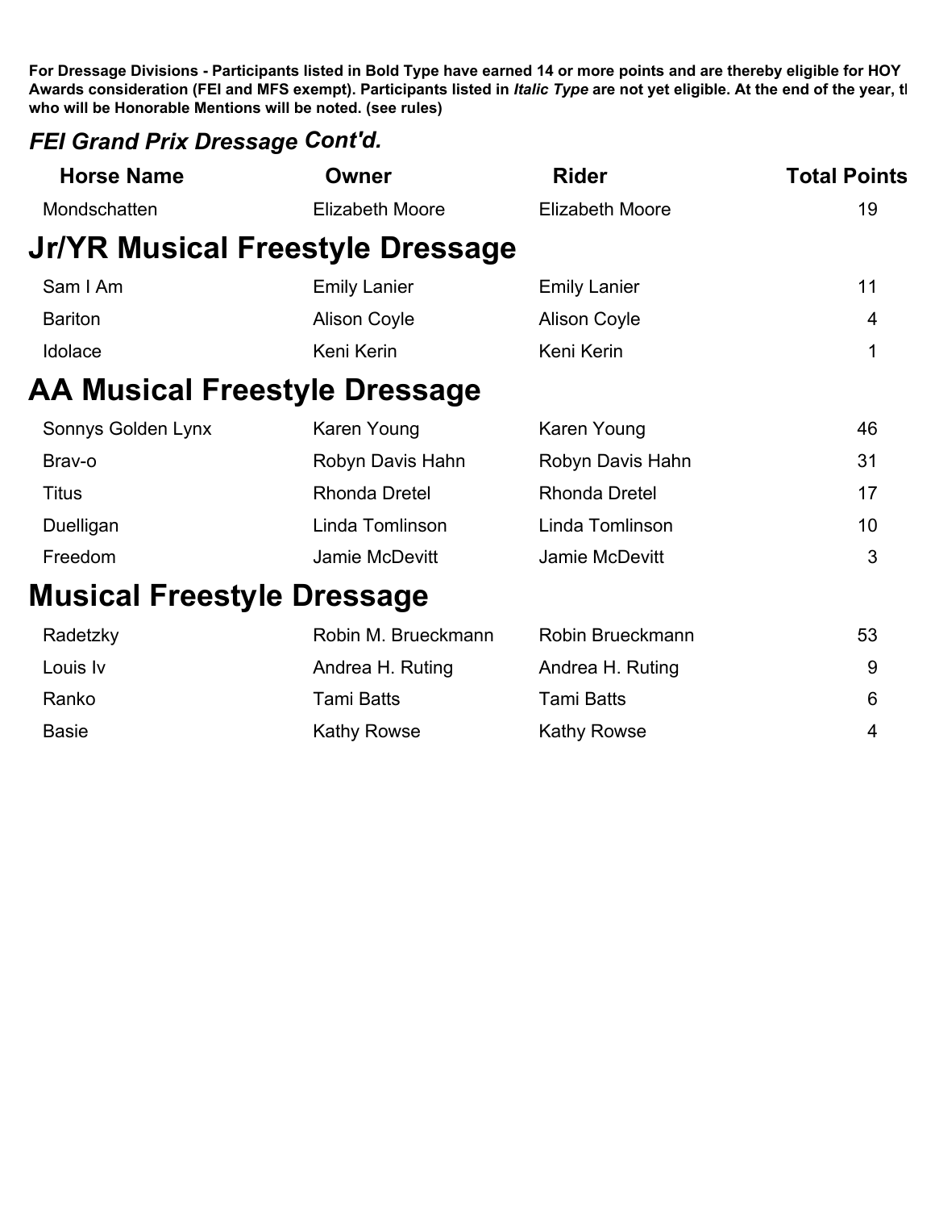**For Dressage Divisions - Participants listed in Bold Type have earned 14 or more points and are thereby eligible for HOY Awards consideration (FEI and MFS exempt). Participants listed in *Italic Type* are not yet eligible. At the end of the year, th who will be Honorable Mentions will be noted. (see rules)**

## *FEI Grand Prix Dressage Cont'd.*

| Horse Name | Owner | Rider | Total Points |
|---|---|---|---|
| Mondschatten | Elizabeth Moore | Elizabeth Moore | 19 |

# Jr/YR Musical Freestyle Dressage

| | | | |
|---|---|---|---|
| Sam I Am | Emily Lanier | Emily Lanier | 11 |
| Bariton | Alison Coyle | Alison Coyle | 4 |
| Idolace | Keni Kerin | Keni Kerin | 1 |

# AA Musical Freestyle Dressage

| | | | |
|---|---|---|---|
| Sonnys Golden Lynx | Karen Young | Karen Young | 46 |
| Brav-o | Robyn Davis Hahn | Robyn Davis Hahn | 31 |
| Titus | Rhonda Dretel | Rhonda Dretel | 17 |
| Duelligan | Linda Tomlinson | Linda Tomlinson | 10 |
| Freedom | Jamie McDevitt | Jamie McDevitt | 3 |

# Musical Freestyle Dressage

| | | | |
|---|---|---|---|
| Radetzky | Robin M. Brueckmann | Robin Brueckmann | 53 |
| Louis Iv | Andrea H. Ruting | Andrea H. Ruting | 9 |
| Ranko | Tami Batts | Tami Batts | 6 |
| Basie | Kathy Rowse | Kathy Rowse | 4 |